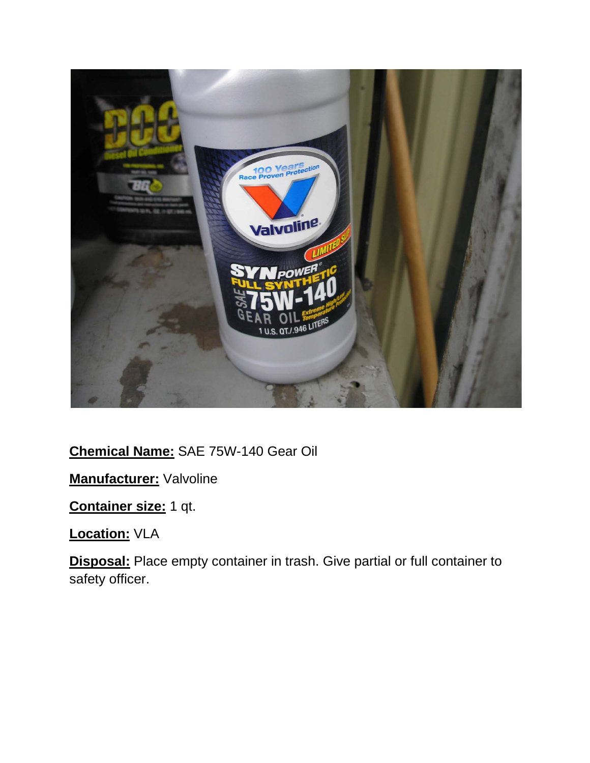**Chemical Name:** SAE 75W-140 Gear Oil

**Manufacturer:** Valvoline

**Container size:** 1 qt.

**Location:** VLA

**Disposal:** Place empty container in trash. Give partial or full container to safety officer.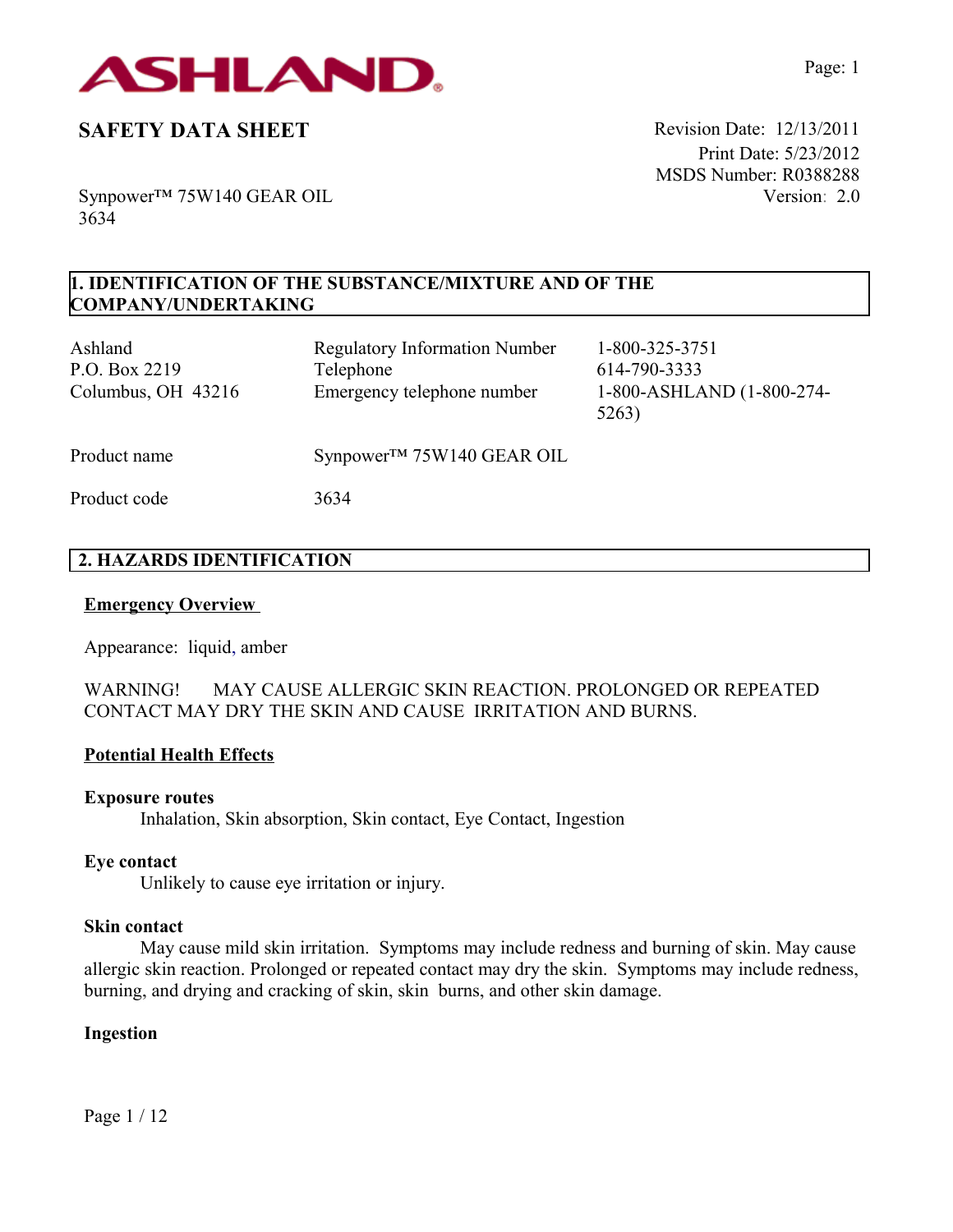# SAFETY DATA SHEET

Revision Date: 12/13/2011
Print Date: 5/23/2012
MSDS Number: R0388288
Version: 2.0

Synpower™ 75W140 GEAR OIL
3634

## 1. IDENTIFICATION OF THE SUBSTANCE/MIXTURE AND OF THE COMPANY/UNDERTAKING

| | | |
|---|---|---|
| Ashland<br>P.O. Box 2219<br>Columbus, OH 43216 | Regulatory Information Number<br>Telephone<br>Emergency telephone number | 1-800-325-3751<br>614-790-3333<br>1-800-ASHLAND (1-800-274-5263) |

Product name: Synpower™ 75W140 GEAR OIL

Product code: 3634

## 2. HAZARDS IDENTIFICATION

### Emergency Overview

Appearance: liquid, amber

WARNING! MAY CAUSE ALLERGIC SKIN REACTION. PROLONGED OR REPEATED CONTACT MAY DRY THE SKIN AND CAUSE IRRITATION AND BURNS.

### Potential Health Effects

**Exposure routes**

Inhalation, Skin absorption, Skin contact, Eye Contact, Ingestion

**Eye contact**

Unlikely to cause eye irritation or injury.

**Skin contact**

May cause mild skin irritation. Symptoms may include redness and burning of skin. May cause allergic skin reaction. Prolonged or repeated contact may dry the skin. Symptoms may include redness, burning, and drying and cracking of skin, skin burns, and other skin damage.

**Ingestion**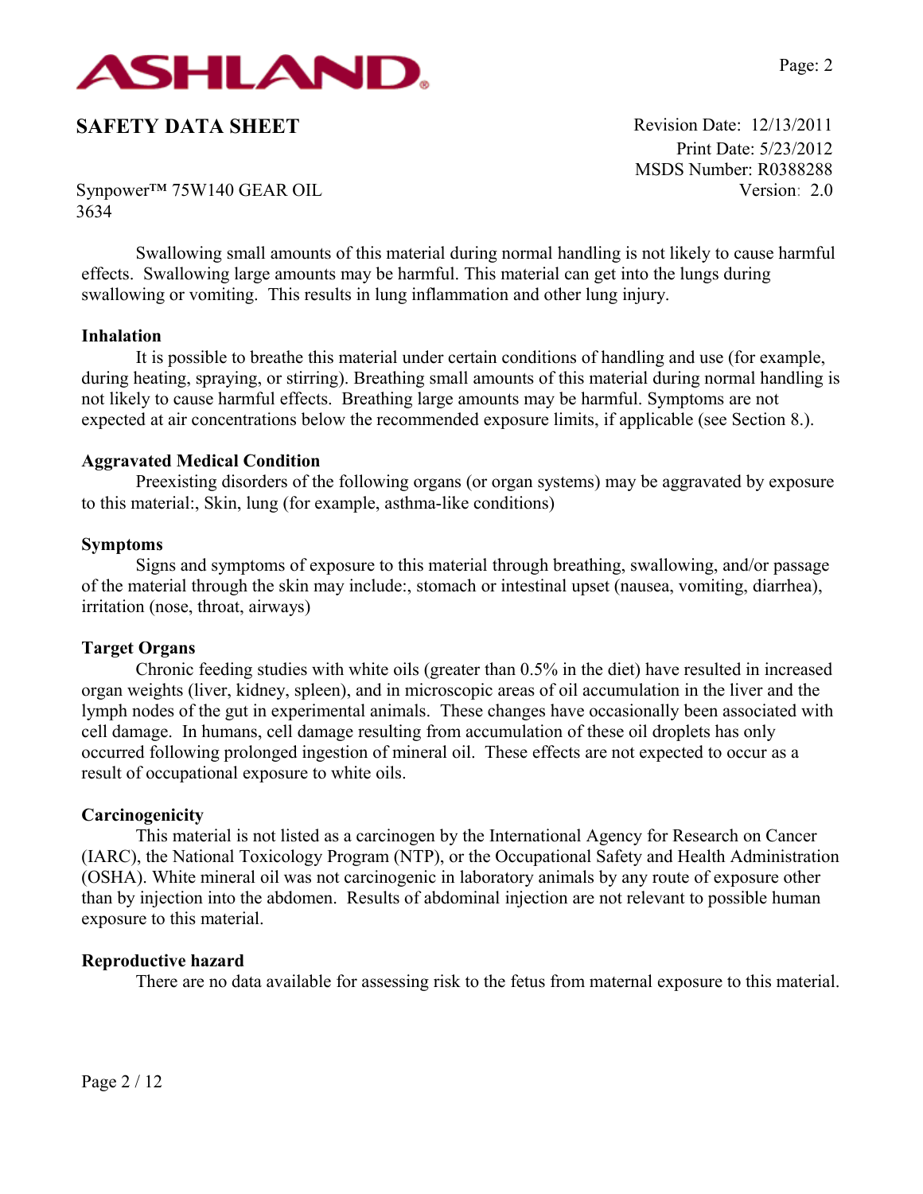Swallowing small amounts of this material during normal handling is not likely to cause harmful effects. Swallowing large amounts may be harmful. This material can get into the lungs during swallowing or vomiting. This results in lung inflammation and other lung injury.

**Inhalation**

It is possible to breathe this material under certain conditions of handling and use (for example, during heating, spraying, or stirring). Breathing small amounts of this material during normal handling is not likely to cause harmful effects. Breathing large amounts may be harmful. Symptoms are not expected at air concentrations below the recommended exposure limits, if applicable (see Section 8.).

**Aggravated Medical Condition**

Preexisting disorders of the following organs (or organ systems) may be aggravated by exposure to this material:, Skin, lung (for example, asthma-like conditions)

**Symptoms**

Signs and symptoms of exposure to this material through breathing, swallowing, and/or passage of the material through the skin may include:, stomach or intestinal upset (nausea, vomiting, diarrhea), irritation (nose, throat, airways)

**Target Organs**

Chronic feeding studies with white oils (greater than 0.5% in the diet) have resulted in increased organ weights (liver, kidney, spleen), and in microscopic areas of oil accumulation in the liver and the lymph nodes of the gut in experimental animals. These changes have occasionally been associated with cell damage. In humans, cell damage resulting from accumulation of these oil droplets has only occurred following prolonged ingestion of mineral oil. These effects are not expected to occur as a result of occupational exposure to white oils.

**Carcinogenicity**

This material is not listed as a carcinogen by the International Agency for Research on Cancer (IARC), the National Toxicology Program (NTP), or the Occupational Safety and Health Administration (OSHA). White mineral oil was not carcinogenic in laboratory animals by any route of exposure other than by injection into the abdomen. Results of abdominal injection are not relevant to possible human exposure to this material.

**Reproductive hazard**

There are no data available for assessing risk to the fetus from maternal exposure to this material.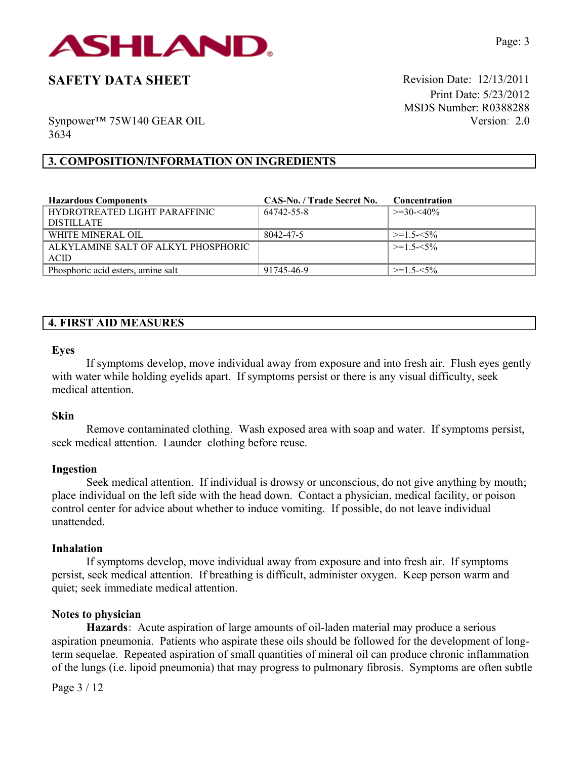## 3. COMPOSITION/INFORMATION ON INGREDIENTS

| Hazardous Components | CAS-No. / Trade Secret No. | Concentration |
|---|---|---|
| HYDROTREATED LIGHT PARAFFINIC DISTILLATE | 64742-55-8 | >=30-<40% |
| WHITE MINERAL OIL | 8042-47-5 | >=1.5-<5% |
| ALKYLAMINE SALT OF ALKYL PHOSPHORIC ACID | | >=1.5-<5% |
| Phosphoric acid esters, amine salt | 91745-46-9 | >=1.5-<5% |

## 4. FIRST AID MEASURES

**Eyes**

If symptoms develop, move individual away from exposure and into fresh air. Flush eyes gently with water while holding eyelids apart. If symptoms persist or there is any visual difficulty, seek medical attention.

**Skin**

Remove contaminated clothing. Wash exposed area with soap and water. If symptoms persist, seek medical attention. Launder clothing before reuse.

**Ingestion**

Seek medical attention. If individual is drowsy or unconscious, do not give anything by mouth; place individual on the left side with the head down. Contact a physician, medical facility, or poison control center for advice about whether to induce vomiting. If possible, do not leave individual unattended.

**Inhalation**

If symptoms develop, move individual away from exposure and into fresh air. If symptoms persist, seek medical attention. If breathing is difficult, administer oxygen. Keep person warm and quiet; seek immediate medical attention.

**Notes to physician**

**Hazards:** Acute aspiration of large amounts of oil-laden material may produce a serious aspiration pneumonia. Patients who aspirate these oils should be followed for the development of long-term sequelae. Repeated aspiration of small quantities of mineral oil can produce chronic inflammation of the lungs (i.e. lipoid pneumonia) that may progress to pulmonary fibrosis. Symptoms are often subtle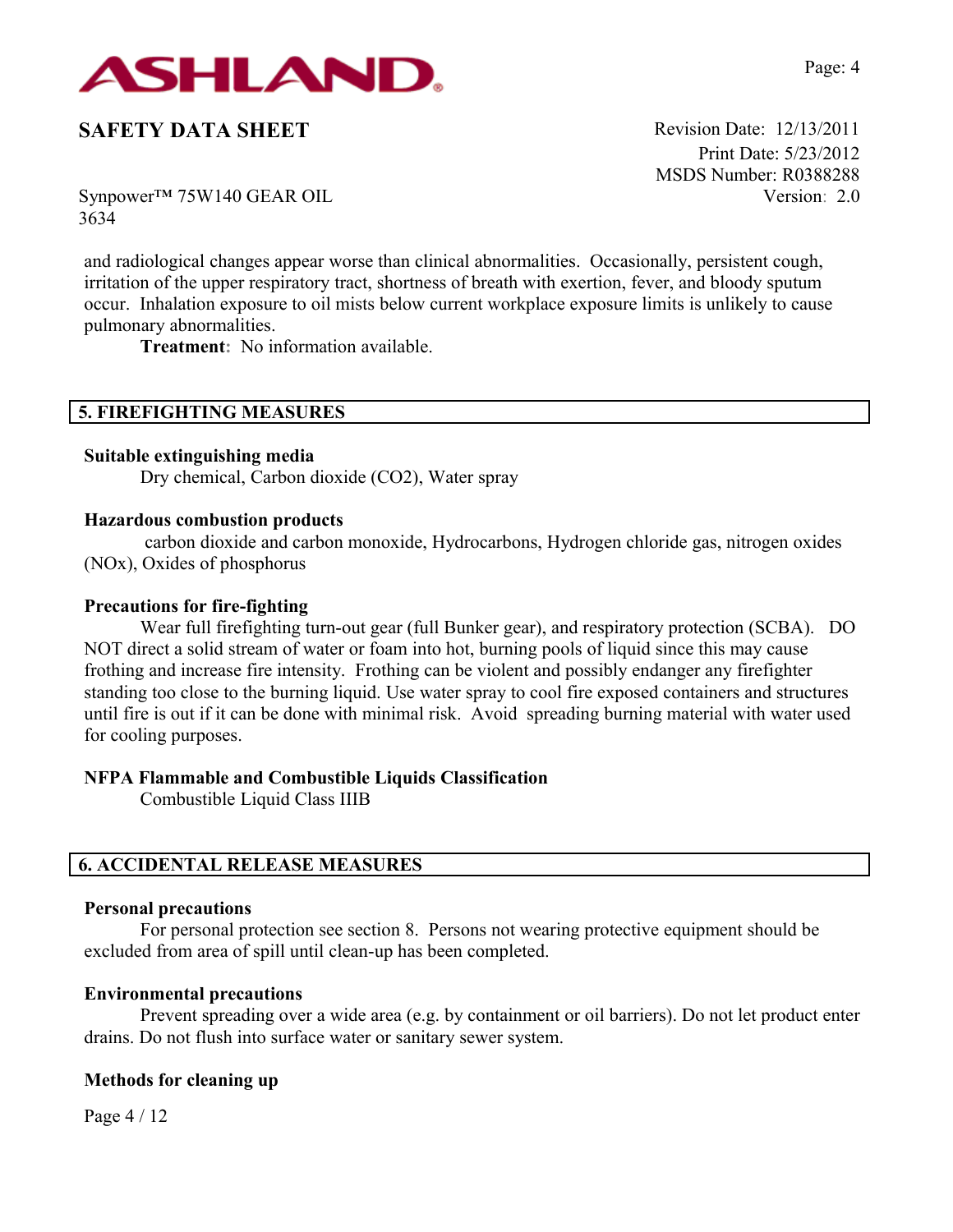and radiological changes appear worse than clinical abnormalities. Occasionally, persistent cough, irritation of the upper respiratory tract, shortness of breath with exertion, fever, and bloody sputum occur. Inhalation exposure to oil mists below current workplace exposure limits is unlikely to cause pulmonary abnormalities.

**Treatment**: No information available.

## 5. FIREFIGHTING MEASURES

**Suitable extinguishing media**

Dry chemical, Carbon dioxide ($CO_2$), Water spray

**Hazardous combustion products**

carbon dioxide and carbon monoxide, Hydrocarbons, Hydrogen chloride gas, nitrogen oxides ($NO_x$), Oxides of phosphorus

**Precautions for fire-fighting**

Wear full firefighting turn-out gear (full Bunker gear), and respiratory protection (SCBA). DO NOT direct a solid stream of water or foam into hot, burning pools of liquid since this may cause frothing and increase fire intensity. Frothing can be violent and possibly endanger any firefighter standing too close to the burning liquid. Use water spray to cool fire exposed containers and structures until fire is out if it can be done with minimal risk. Avoid spreading burning material with water used for cooling purposes.

**NFPA Flammable and Combustible Liquids Classification**

Combustible Liquid Class IIIB

## 6. ACCIDENTAL RELEASE MEASURES

**Personal precautions**

For personal protection see section 8. Persons not wearing protective equipment should be excluded from area of spill until clean-up has been completed.

**Environmental precautions**

Prevent spreading over a wide area (e.g. by containment or oil barriers). Do not let product enter drains. Do not flush into surface water or sanitary sewer system.

**Methods for cleaning up**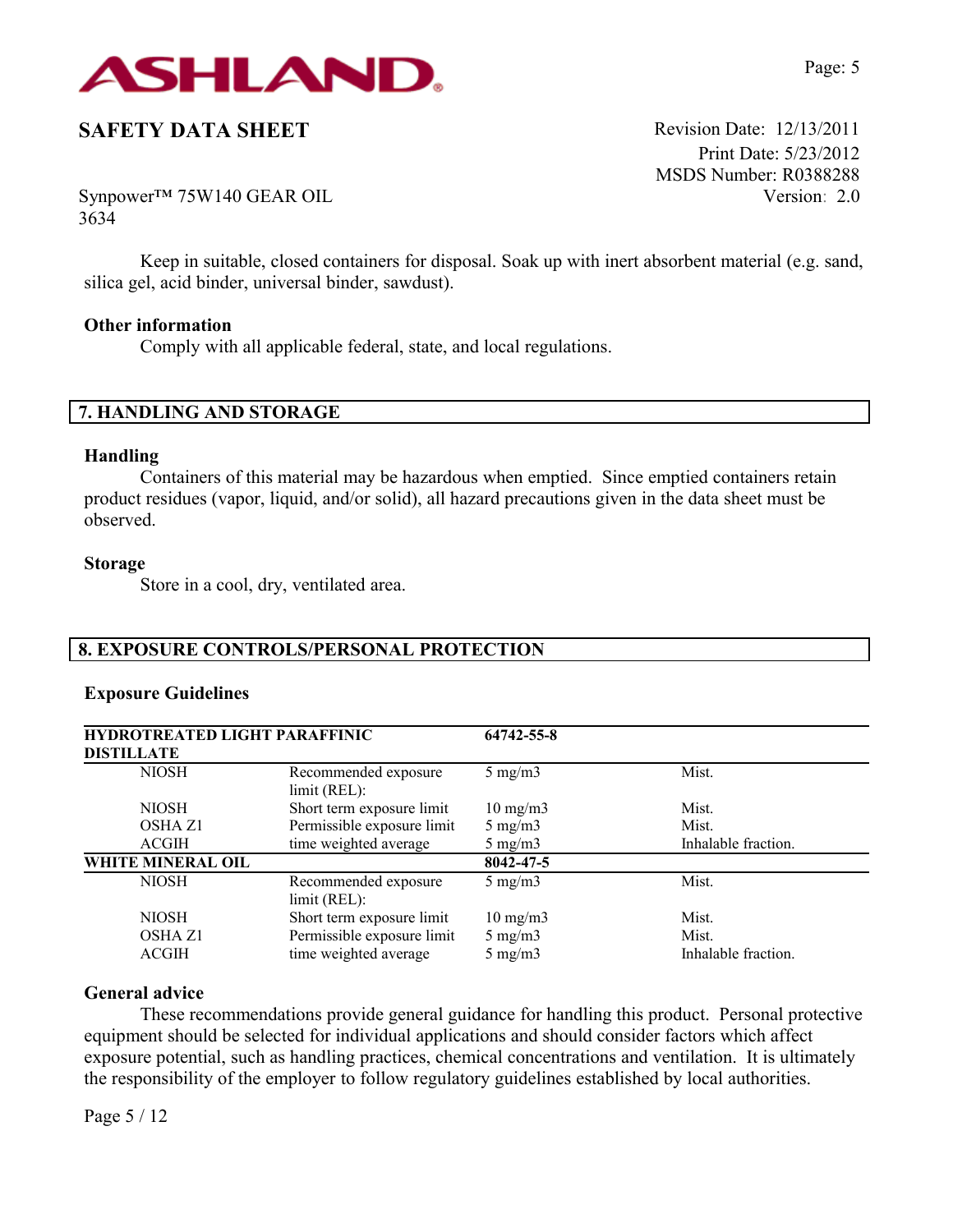Keep in suitable, closed containers for disposal. Soak up with inert absorbent material (e.g. sand, silica gel, acid binder, universal binder, sawdust).

**Other information**

Comply with all applicable federal, state, and local regulations.

## 7. HANDLING AND STORAGE

**Handling**

Containers of this material may be hazardous when emptied. Since emptied containers retain product residues (vapor, liquid, and/or solid), all hazard precautions given in the data sheet must be observed.

**Storage**

Store in a cool, dry, ventilated area.

## 8. EXPOSURE CONTROLS/PERSONAL PROTECTION

**Exposure Guidelines**

| HYDROTREATED LIGHT PARAFFINIC DISTILLATE | | 64742-55-8 | |
|---|---|---|---|
| NIOSH | Recommended exposure limit (REL): | 5 mg/m3 | Mist. |
| NIOSH | Short term exposure limit | 10 mg/m3 | Mist. |
| OSHA Z1 | Permissible exposure limit | 5 mg/m3 | Mist. |
| ACGIH | time weighted average | 5 mg/m3 | Inhalable fraction. |
| **WHITE MINERAL OIL** | | **8042-47-5** | |
| NIOSH | Recommended exposure limit (REL): | 5 mg/m3 | Mist. |
| NIOSH | Short term exposure limit | 10 mg/m3 | Mist. |
| OSHA Z1 | Permissible exposure limit | 5 mg/m3 | Mist. |
| ACGIH | time weighted average | 5 mg/m3 | Inhalable fraction. |

**General advice**

These recommendations provide general guidance for handling this product. Personal protective equipment should be selected for individual applications and should consider factors which affect exposure potential, such as handling practices, chemical concentrations and ventilation. It is ultimately the responsibility of the employer to follow regulatory guidelines established by local authorities.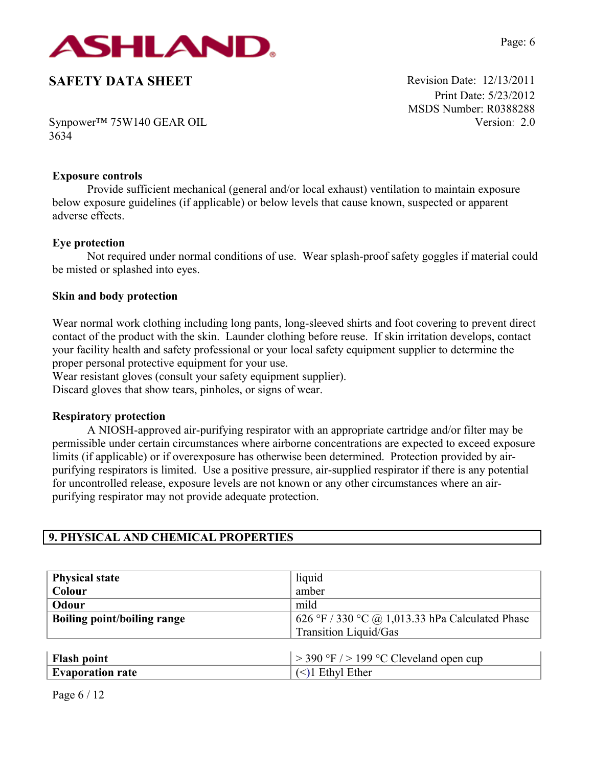**Exposure controls**

Provide sufficient mechanical (general and/or local exhaust) ventilation to maintain exposure below exposure guidelines (if applicable) or below levels that cause known, suspected or apparent adverse effects.

**Eye protection**

Not required under normal conditions of use. Wear splash-proof safety goggles if material could be misted or splashed into eyes.

**Skin and body protection**

Wear normal work clothing including long pants, long-sleeved shirts and foot covering to prevent direct contact of the product with the skin. Launder clothing before reuse. If skin irritation develops, contact your facility health and safety professional or your local safety equipment supplier to determine the proper personal protective equipment for your use.
Wear resistant gloves (consult your safety equipment supplier).
Discard gloves that show tears, pinholes, or signs of wear.

**Respiratory protection**

A NIOSH-approved air-purifying respirator with an appropriate cartridge and/or filter may be permissible under certain circumstances where airborne concentrations are expected to exceed exposure limits (if applicable) or if overexposure has otherwise been determined. Protection provided by air-purifying respirators is limited. Use a positive pressure, air-supplied respirator if there is any potential for uncontrolled release, exposure levels are not known or any other circumstances where an air-purifying respirator may not provide adequate protection.

## 9. PHYSICAL AND CHEMICAL PROPERTIES

| | |
|---|---|
| **Physical state** | liquid |
| **Colour** | amber |
| **Odour** | mild |
| **Boiling point/boiling range** | 626 °F / 330 °C @ 1,013.33 hPa Calculated Phase Transition Liquid/Gas |
| **Flash point** | > 390 °F / > 199 °C Cleveland open cup |
| **Evaporation rate** | (<)1 Ethyl Ether |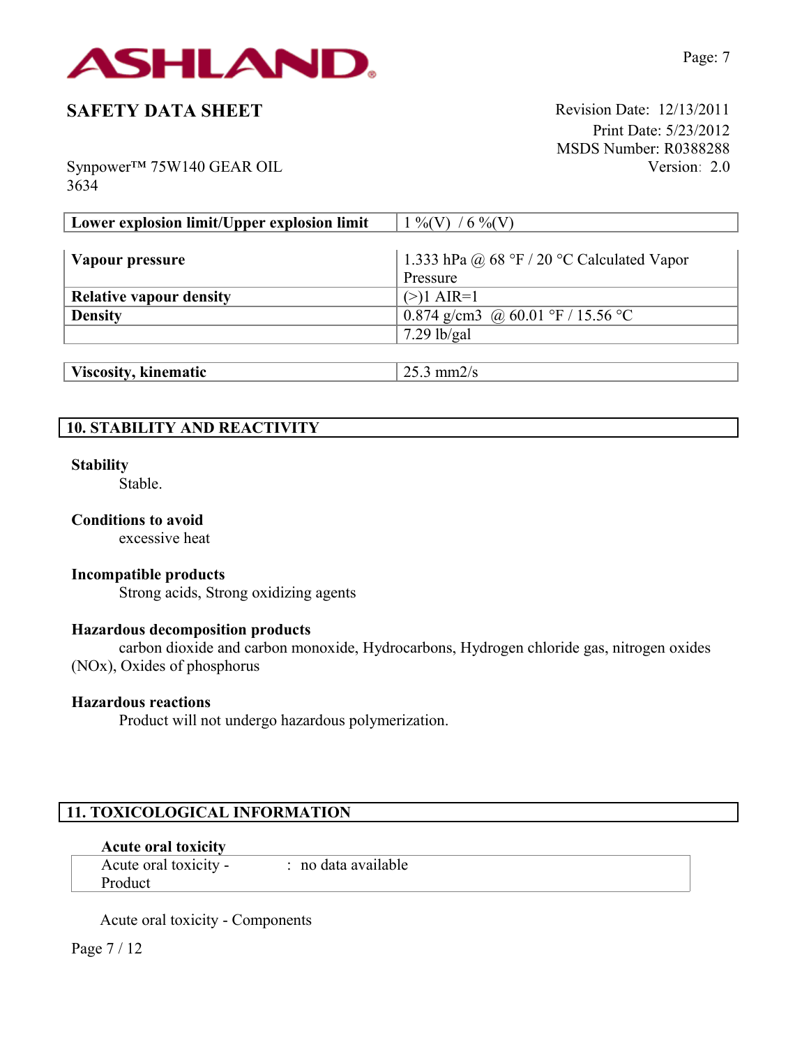| Lower explosion limit/Upper explosion limit | 1 %(V) / 6 %(V) |
|---|---|

| Vapour pressure | 1.333 hPa @ 68 °F / 20 °C Calculated Vapor Pressure |
|---|---|
| Relative vapour density | (>)1 AIR=1 |
| Density | 0.874 g/cm3 @ 60.01 °F / 15.56 °C |
| | 7.29 lb/gal |

| Viscosity, kinematic | 25.3 mm2/s |
|---|---|

## 10. STABILITY AND REACTIVITY

**Stability**
Stable.

**Conditions to avoid**
excessive heat

**Incompatible products**
Strong acids, Strong oxidizing agents

**Hazardous decomposition products**
carbon dioxide and carbon monoxide, Hydrocarbons, Hydrogen chloride gas, nitrogen oxides (NOx), Oxides of phosphorus

**Hazardous reactions**
Product will not undergo hazardous polymerization.

## 11. TOXICOLOGICAL INFORMATION

**Acute oral toxicity**

| Acute oral toxicity - Product | : no data available |
|---|---|

Acute oral toxicity - Components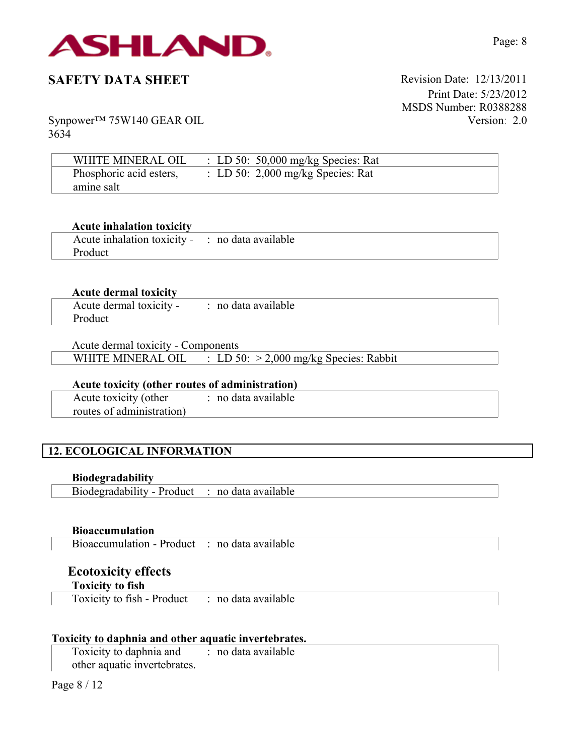| | |
|---|---|
| WHITE MINERAL OIL | : LD 50: 50,000 mg/kg Species: Rat |
| Phosphoric acid esters, amine salt | : LD 50: 2,000 mg/kg Species: Rat |

**Acute inhalation toxicity**

| | |
|---|---|
| Acute inhalation toxicity - Product | : no data available |

**Acute dermal toxicity**

| | |
|---|---|
| Acute dermal toxicity - Product | : no data available |

Acute dermal toxicity - Components

| | |
|---|---|
| WHITE MINERAL OIL | : LD 50: > 2,000 mg/kg Species: Rabbit |

**Acute toxicity (other routes of administration)**

| | |
|---|---|
| Acute toxicity (other routes of administration) | : no data available |

## 12. ECOLOGICAL INFORMATION

**Biodegradability**

| | |
|---|---|
| Biodegradability - Product | : no data available |

**Bioaccumulation**

| | |
|---|---|
| Bioaccumulation - Product | : no data available |

### Ecotoxicity effects

**Toxicity to fish**

| | |
|---|---|
| Toxicity to fish - Product | : no data available |

**Toxicity to daphnia and other aquatic invertebrates.**

| | |
|---|---|
| Toxicity to daphnia and other aquatic invertebrates. | : no data available |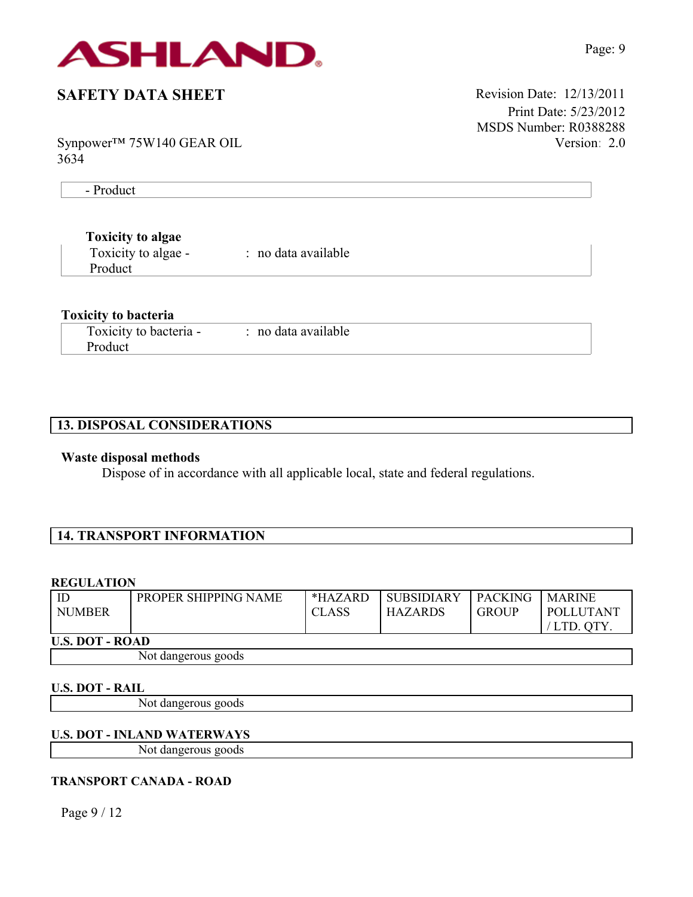- Product

**Toxicity to algae**

| | |
|---|---|
| Toxicity to algae - Product | : no data available |

**Toxicity to bacteria**

| | |
|---|---|
| Toxicity to bacteria - Product | : no data available |

## 13. DISPOSAL CONSIDERATIONS

**Waste disposal methods**

Dispose of in accordance with all applicable local, state and federal regulations.

## 14. TRANSPORT INFORMATION

**REGULATION**

| ID NUMBER | PROPER SHIPPING NAME | *HAZARD CLASS | SUBSIDIARY HAZARDS | PACKING GROUP | MARINE POLLUTANT / LTD. QTY. |
|---|---|---|---|---|---|
| **U.S. DOT - ROAD** | | | | | |
| | Not dangerous goods | | | | |
| **U.S. DOT - RAIL** | | | | | |
| | Not dangerous goods | | | | |
| **U.S. DOT - INLAND WATERWAYS** | | | | | |
| | Not dangerous goods | | | | |

**TRANSPORT CANADA - ROAD**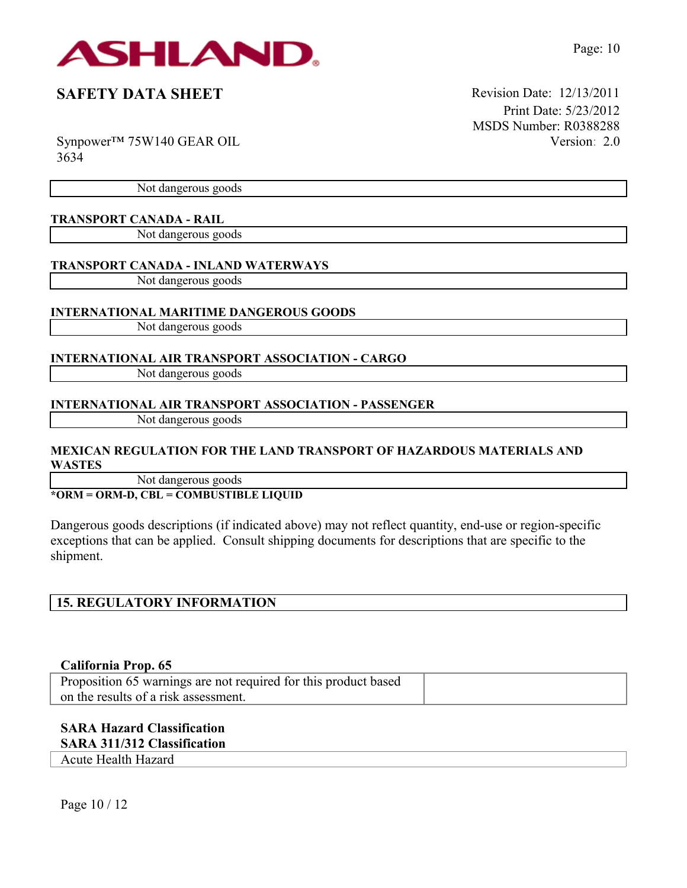| Not dangerous goods |
|---|

**TRANSPORT CANADA - RAIL**

| Not dangerous goods |
|---|

**TRANSPORT CANADA - INLAND WATERWAYS**

| Not dangerous goods |
|---|

**INTERNATIONAL MARITIME DANGEROUS GOODS**

| Not dangerous goods |
|---|

**INTERNATIONAL AIR TRANSPORT ASSOCIATION - CARGO**

| Not dangerous goods |
|---|

**INTERNATIONAL AIR TRANSPORT ASSOCIATION - PASSENGER**

| Not dangerous goods |
|---|

**MEXICAN REGULATION FOR THE LAND TRANSPORT OF HAZARDOUS MATERIALS AND WASTES**

| Not dangerous goods |
|---|

***ORM = ORM-D, CBL = COMBUSTIBLE LIQUID**

Dangerous goods descriptions (if indicated above) may not reflect quantity, end-use or region-specific exceptions that can be applied. Consult shipping documents for descriptions that are specific to the shipment.

## 15. REGULATORY INFORMATION

**California Prop. 65**

| Proposition 65 warnings are not required for this product based on the results of a risk assessment. | |
|---|---|

**SARA Hazard Classification**
**SARA 311/312 Classification**

| Acute Health Hazard |
|---|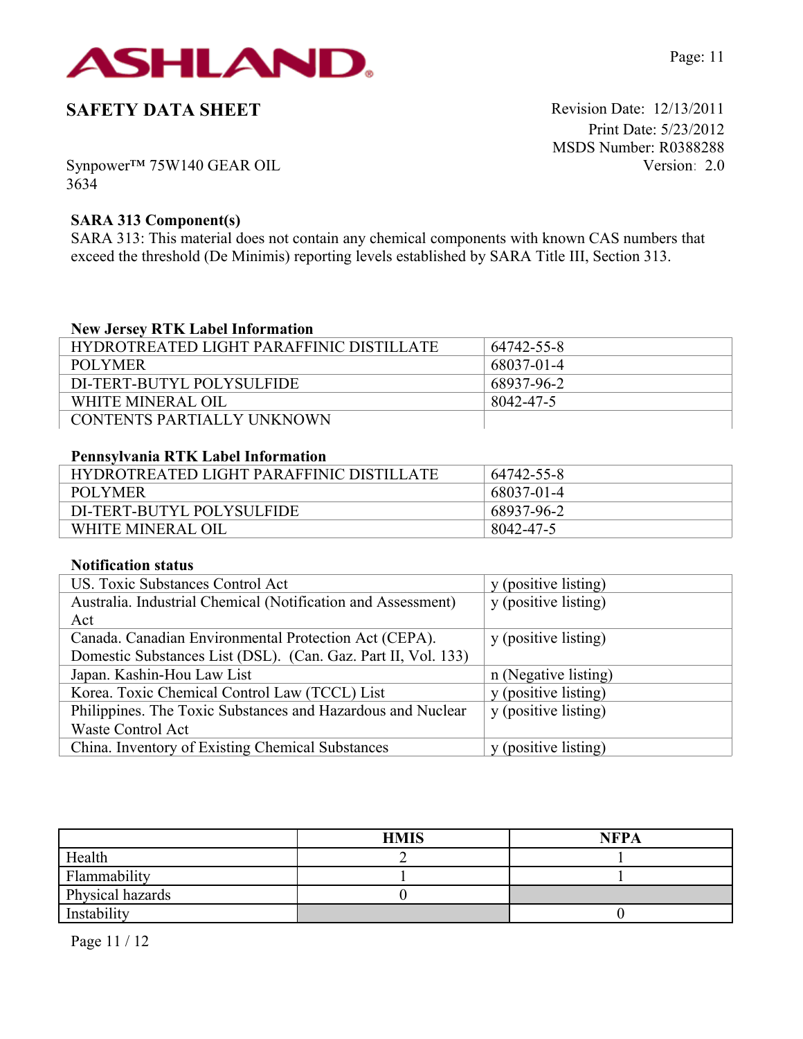### SARA 313 Component(s)

SARA 313: This material does not contain any chemical components with known CAS numbers that exceed the threshold (De Minimis) reporting levels established by SARA Title III, Section 313.

### New Jersey RTK Label Information

| | |
|---|---|
| HYDROTREATED LIGHT PARAFFINIC DISTILLATE | 64742-55-8 |
| POLYMER | 68037-01-4 |
| DI-TERT-BUTYL POLYSULFIDE | 68937-96-2 |
| WHITE MINERAL OIL | 8042-47-5 |
| CONTENTS PARTIALLY UNKNOWN | |

### Pennsylvania RTK Label Information

| | |
|---|---|
| HYDROTREATED LIGHT PARAFFINIC DISTILLATE | 64742-55-8 |
| POLYMER | 68037-01-4 |
| DI-TERT-BUTYL POLYSULFIDE | 68937-96-2 |
| WHITE MINERAL OIL | 8042-47-5 |

### Notification status

| | |
|---|---|
| US. Toxic Substances Control Act | y (positive listing) |
| Australia. Industrial Chemical (Notification and Assessment) Act | y (positive listing) |
| Canada. Canadian Environmental Protection Act (CEPA). Domestic Substances List (DSL). (Can. Gaz. Part II, Vol. 133) | y (positive listing) |
| Japan. Kashin-Hou Law List | n (Negative listing) |
| Korea. Toxic Chemical Control Law (TCCL) List | y (positive listing) |
| Philippines. The Toxic Substances and Hazardous and Nuclear Waste Control Act | y (positive listing) |
| China. Inventory of Existing Chemical Substances | y (positive listing) |

| | HMIS | NFPA |
|---|---|---|
| Health | 2 | 1 |
| Flammability | 1 | 1 |
| Physical hazards | 0 | |
| Instability | | 0 |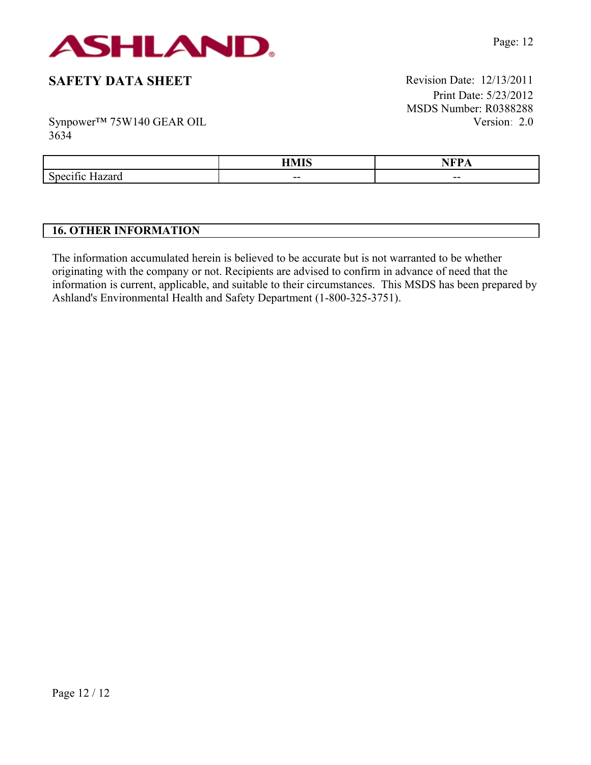| | HMIS | NFPA |
|---|---|---|
| Specific Hazard | -- | -- |

## 16. OTHER INFORMATION

The information accumulated herein is believed to be accurate but is not warranted to be whether originating with the company or not. Recipients are advised to confirm in advance of need that the information is current, applicable, and suitable to their circumstances. This MSDS has been prepared by Ashland's Environmental Health and Safety Department (1-800-325-3751).